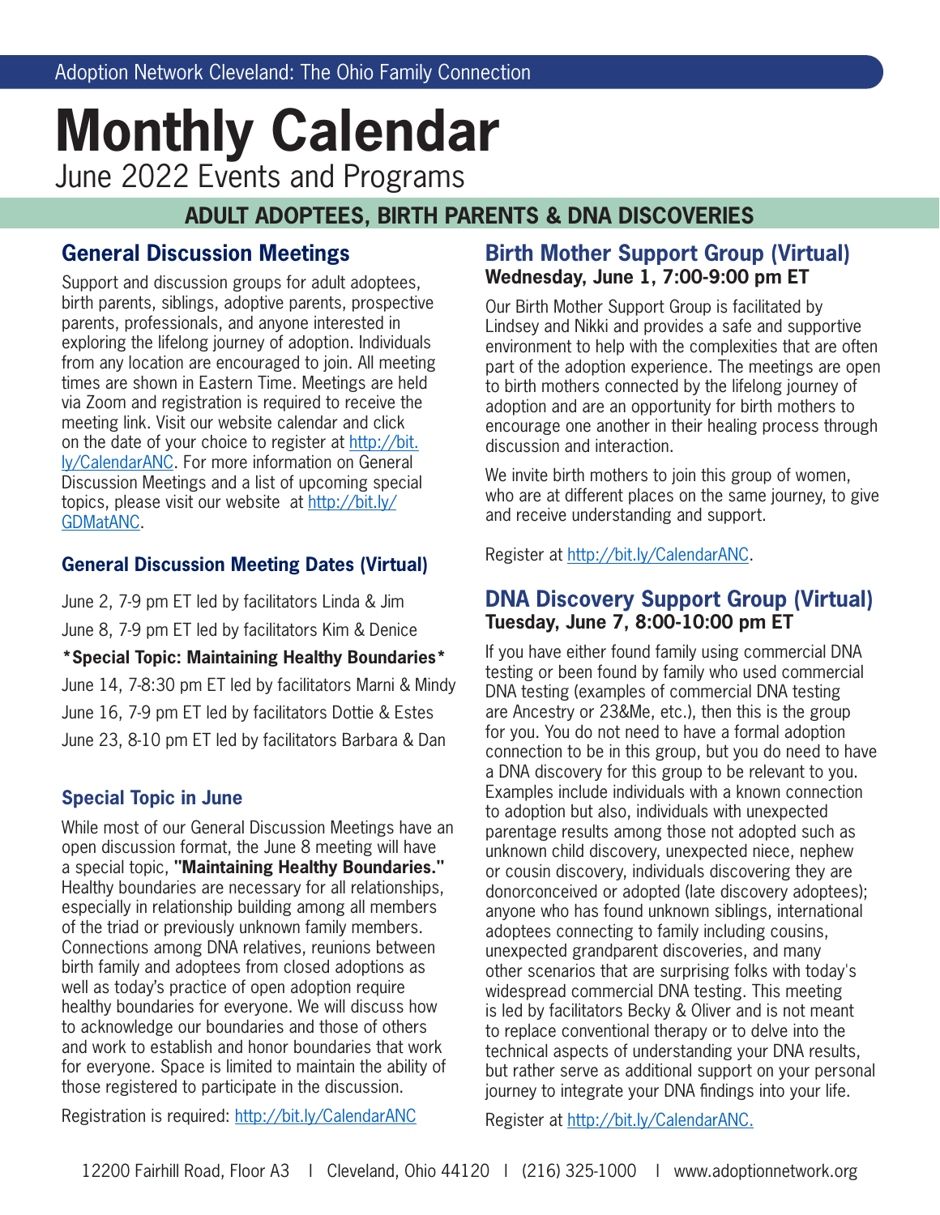Adoption Network Cleveland: The Ohio Family Connection

# Monthly Calendar

June 2022 Events and Programs

## ADULT ADOPTEES, BIRTH PARENTS & DNA DISCOVERIES

### General Discussion Meetings

Support and discussion groups for adult adoptees, birth parents, siblings, adoptive parents, prospective parents, professionals, and anyone interested in exploring the lifelong journey of adoption. Individuals from any location are encouraged to join. All meeting times are shown in Eastern Time. Meetings are held via Zoom and registration is required to receive the meeting link. Visit our website calendar and click on the date of your choice to register at http://bit.ly/CalendarANC. For more information on General Discussion Meetings and a list of upcoming special topics, please visit our website at http://bit.ly/GDMatANC.

#### General Discussion Meeting Dates (Virtual)

June 2, 7-9 pm ET led by facilitators Linda & Jim

June 8, 7-9 pm ET led by facilitators Kim & Denice

**\*Special Topic: Maintaining Healthy Boundaries\***

June 14, 7-8:30 pm ET led by facilitators Marni & Mindy

June 16, 7-9 pm ET led by facilitators Dottie & Estes

June 23, 8-10 pm ET led by facilitators Barbara & Dan

#### Special Topic in June

While most of our General Discussion Meetings have an open discussion format, the June 8 meeting will have a special topic, **"Maintaining Healthy Boundaries."** Healthy boundaries are necessary for all relationships, especially in relationship building among all members of the triad or previously unknown family members. Connections among DNA relatives, reunions between birth family and adoptees from closed adoptions as well as today's practice of open adoption require healthy boundaries for everyone. We will discuss how to acknowledge our boundaries and those of others and work to establish and honor boundaries that work for everyone. Space is limited to maintain the ability of those registered to participate in the discussion.

Registration is required: http://bit.ly/CalendarANC

### Birth Mother Support Group (Virtual)

**Wednesday, June 1, 7:00-9:00 pm ET**

Our Birth Mother Support Group is facilitated by Lindsey and Nikki and provides a safe and supportive environment to help with the complexities that are often part of the adoption experience. The meetings are open to birth mothers connected by the lifelong journey of adoption and are an opportunity for birth mothers to encourage one another in their healing process through discussion and interaction.

We invite birth mothers to join this group of women, who are at different places on the same journey, to give and receive understanding and support.

Register at http://bit.ly/CalendarANC.

### DNA Discovery Support Group (Virtual)

**Tuesday, June 7, 8:00-10:00 pm ET**

If you have either found family using commercial DNA testing or been found by family who used commercial DNA testing (examples of commercial DNA testing are Ancestry or 23&Me, etc.), then this is the group for you. You do not need to have a formal adoption connection to be in this group, but you do need to have a DNA discovery for this group to be relevant to you. Examples include individuals with a known connection to adoption but also, individuals with unexpected parentage results among those not adopted such as unknown child discovery, unexpected niece, nephew or cousin discovery, individuals discovering they are donorconceived or adopted (late discovery adoptees); anyone who has found unknown siblings, international adoptees connecting to family including cousins, unexpected grandparent discoveries, and many other scenarios that are surprising folks with today's widespread commercial DNA testing. This meeting is led by facilitators Becky & Oliver and is not meant to replace conventional therapy or to delve into the technical aspects of understanding your DNA results, but rather serve as additional support on your personal journey to integrate your DNA findings into your life.

Register at http://bit.ly/CalendarANC.

12200 Fairhill Road, Floor A3 | Cleveland, Ohio 44120 | (216) 325-1000 | www.adoptionnetwork.org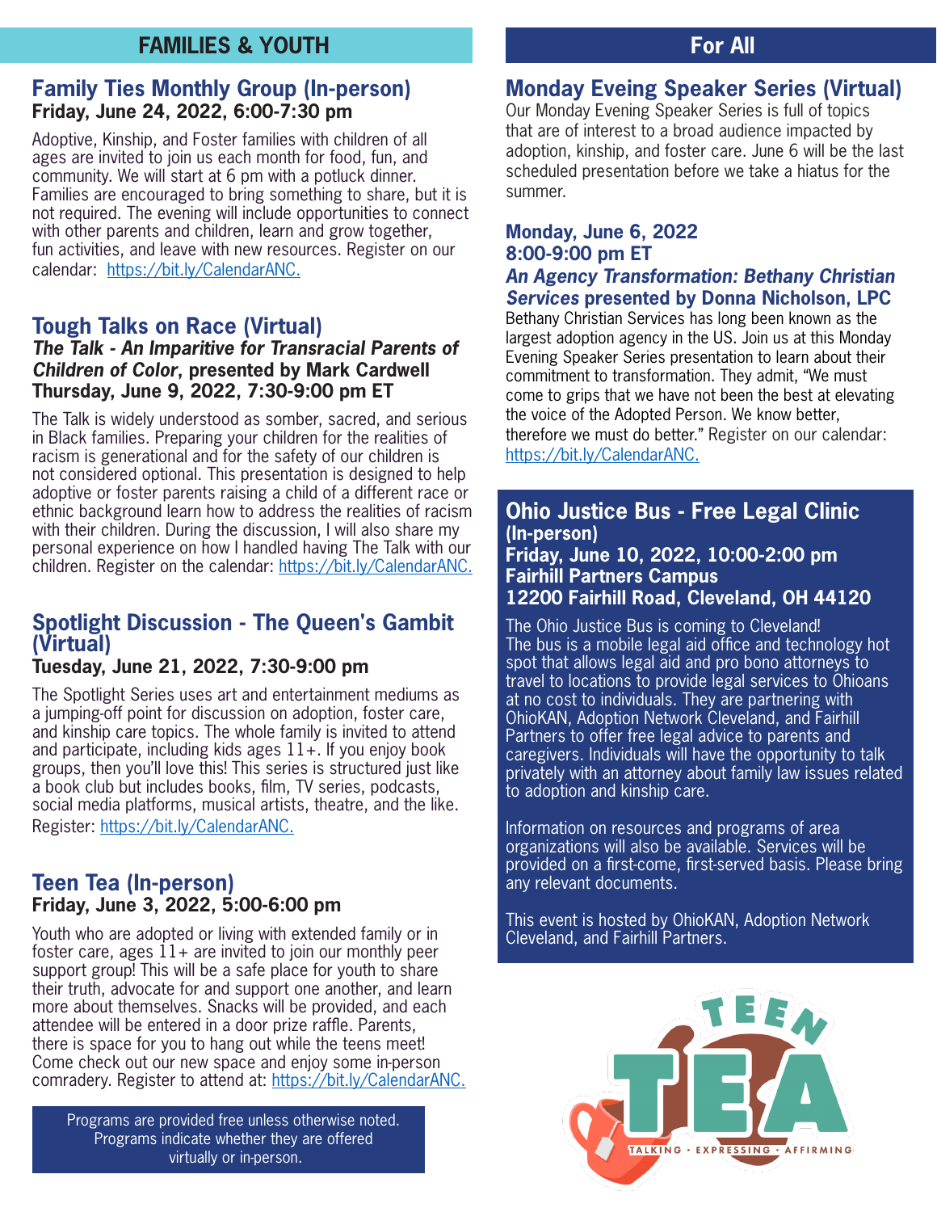## FAMILIES & YOUTH

### Family Ties Monthly Group (In-person)
**Friday, June 24, 2022, 6:00-7:30 pm**

Adoptive, Kinship, and Foster families with children of all ages are invited to join us each month for food, fun, and community. We will start at 6 pm with a potluck dinner. Families are encouraged to bring something to share, but it is not required. The evening will include opportunities to connect with other parents and children, learn and grow together, fun activities, and leave with new resources. Register on our calendar: https://bit.ly/CalendarANC.

### Tough Talks on Race (Virtual)
***The Talk - An Imparitive for Transracial Parents of Children of Color*, presented by Mark Cardwell**
**Thursday, June 9, 2022, 7:30-9:00 pm ET**

The Talk is widely understood as somber, sacred, and serious in Black families. Preparing your children for the realities of racism is generational and for the safety of our children is not considered optional. This presentation is designed to help adoptive or foster parents raising a child of a different race or ethnic background learn how to address the realities of racism with their children. During the discussion, I will also share my personal experience on how I handled having The Talk with our children. Register on the calendar: https://bit.ly/CalendarANC.

### Spotlight Discussion - The Queen's Gambit (Virtual)
**Tuesday, June 21, 2022, 7:30-9:00 pm**

The Spotlight Series uses art and entertainment mediums as a jumping-off point for discussion on adoption, foster care, and kinship care topics. The whole family is invited to attend and participate, including kids ages 11+. If you enjoy book groups, then you'll love this! This series is structured just like a book club but includes books, film, TV series, podcasts, social media platforms, musical artists, theatre, and the like. Register: https://bit.ly/CalendarANC.

### Teen Tea (In-person)
**Friday, June 3, 2022, 5:00-6:00 pm**

Youth who are adopted or living with extended family or in foster care, ages 11+ are invited to join our monthly peer support group! This will be a safe place for youth to share their truth, advocate for and support one another, and learn more about themselves. Snacks will be provided, and each attendee will be entered in a door prize raffle. Parents, there is space for you to hang out while the teens meet! Come check out our new space and enjoy some in-person comradery. Register to attend at: https://bit.ly/CalendarANC.

Programs are provided free unless otherwise noted. Programs indicate whether they are offered virtually or in-person.

## For All

### Monday Eveing Speaker Series (Virtual)

Our Monday Evening Speaker Series is full of topics that are of interest to a broad audience impacted by adoption, kinship, and foster care. June 6 will be the last scheduled presentation before we take a hiatus for the summer.

**Monday, June 6, 2022**
**8:00-9:00 pm ET**
***An Agency Transformation: Bethany Christian Services* presented by Donna Nicholson, LPC**

Bethany Christian Services has long been known as the largest adoption agency in the US. Join us at this Monday Evening Speaker Series presentation to learn about their commitment to transformation. They admit, "We must come to grips that we have not been the best at elevating the voice of the Adopted Person. We know better, therefore we must do better." Register on our calendar: https://bit.ly/CalendarANC.

### Ohio Justice Bus - Free Legal Clinic (In-person)
**Friday, June 10, 2022, 10:00-2:00 pm**
**Fairhill Partners Campus**
**12200 Fairhill Road, Cleveland, OH 44120**

The Ohio Justice Bus is coming to Cleveland! The bus is a mobile legal aid office and technology hot spot that allows legal aid and pro bono attorneys to travel to locations to provide legal services to Ohioans at no cost to individuals. They are partnering with OhioKAN, Adoption Network Cleveland, and Fairhill Partners to offer free legal advice to parents and caregivers. Individuals will have the opportunity to talk privately with an attorney about family law issues related to adoption and kinship care.

Information on resources and programs of area organizations will also be available. Services will be provided on a first-come, first-served basis. Please bring any relevant documents.

This event is hosted by OhioKAN, Adoption Network Cleveland, and Fairhill Partners.

TEEN TEA
TALKING · EXPRESSING · AFFIRMING